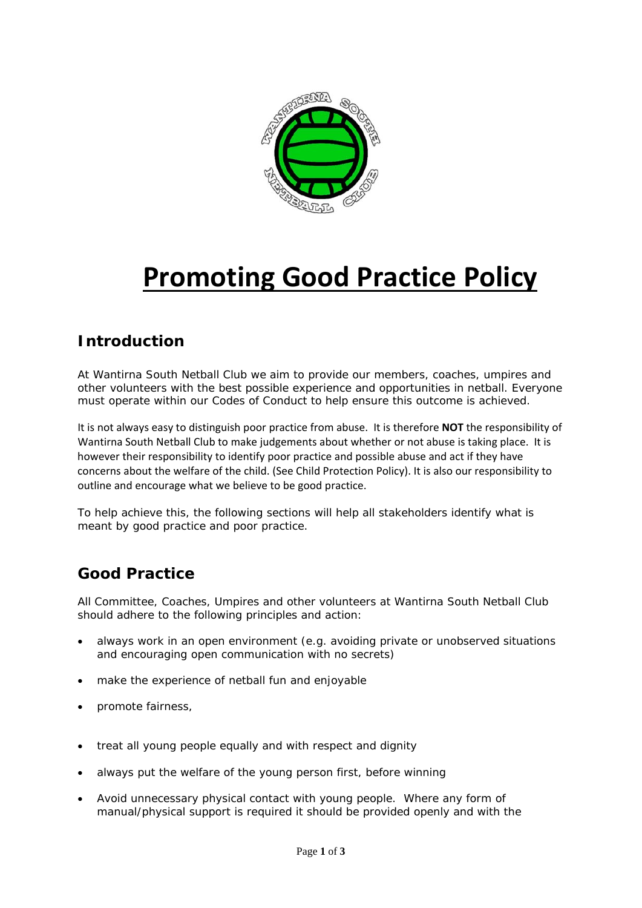# Promoting Good Practice Policy

## Introduction

At Wantirna South Netball Club we aim to provide our members, coaches, umpires and other volunteers with the best possible experience and opportunities in netball. Everyone must operate within our Codes of Conduct to help ensure this outcome is achieved.

It is not always easy to distinguish poor practice from abuse. It is therefore **NOT** the responsibility of Wantirna South Netball Club to make judgements about whether or not abuse is taking place. It is however their responsibility to identify poor practice and possible abuse and act if they have concerns about the welfare of the child. (See Child Protection Policy). It is also our responsibility to outline and encourage what we believe to be good practice.

To help achieve this, the following sections will help all stakeholders identify what is meant by good practice and poor practice.

## Good Practice

All Committee, Coaches, Umpires and other volunteers at Wantirna South Netball Club should adhere to the following principles and action:

- always work in an open environment (e.g. avoiding private or unobserved situations and encouraging open communication with no secrets)
- make the experience of netball fun and enjoyable
- promote fairness,
- treat all young people equally and with respect and dignity
- always put the welfare of the young person first, before winning
- Avoid unnecessary physical contact with young people. Where any form of manual/physical support is required it should be provided openly and with the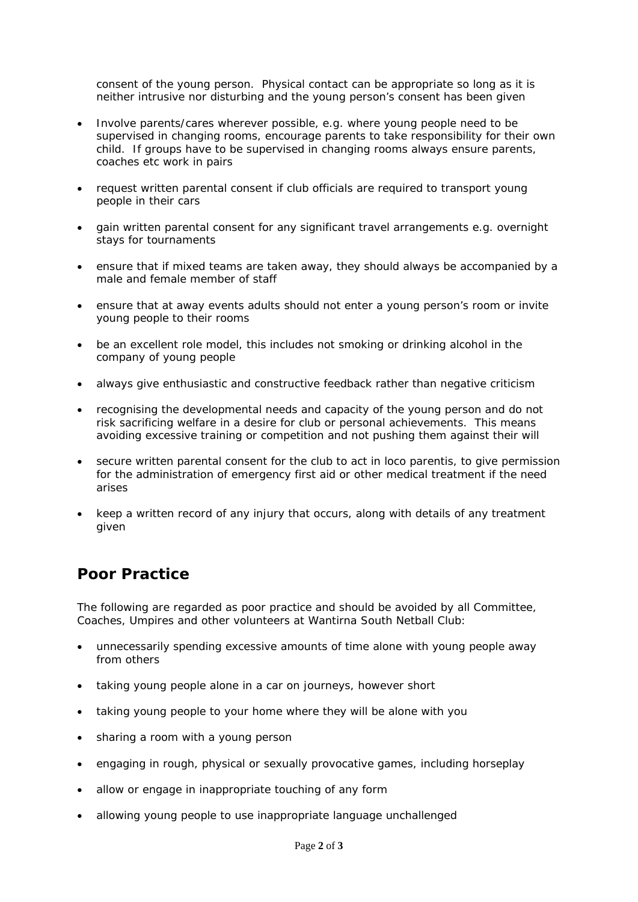consent of the young person. Physical contact can be appropriate so long as it is neither intrusive nor disturbing and the young person's consent has been given

- Involve parents/cares wherever possible, e.g. where young people need to be supervised in changing rooms, encourage parents to take responsibility for their own child. If groups have to be supervised in changing rooms always ensure parents, coaches etc work in pairs
- request written parental consent if club officials are required to transport young people in their cars
- gain written parental consent for any significant travel arrangements e.g. overnight stays for tournaments
- ensure that if mixed teams are taken away, they should always be accompanied by a male and female member of staff
- ensure that at away events adults should not enter a young person's room or invite young people to their rooms
- be an excellent role model, this includes not smoking or drinking alcohol in the company of young people
- always give enthusiastic and constructive feedback rather than negative criticism
- recognising the developmental needs and capacity of the young person and do not risk sacrificing welfare in a desire for club or personal achievements. This means avoiding excessive training or competition and not pushing them against their will
- secure written parental consent for the club to act in loco parentis, to give permission for the administration of emergency first aid or other medical treatment if the need arises
- keep a written record of any injury that occurs, along with details of any treatment given

## Poor Practice

The following are regarded as poor practice and should be avoided by all Committee, Coaches, Umpires and other volunteers at Wantirna South Netball Club:

- unnecessarily spending excessive amounts of time alone with young people away from others
- taking young people alone in a car on journeys, however short
- taking young people to your home where they will be alone with you
- sharing a room with a young person
- engaging in rough, physical or sexually provocative games, including horseplay
- allow or engage in inappropriate touching of any form
- allowing young people to use inappropriate language unchallenged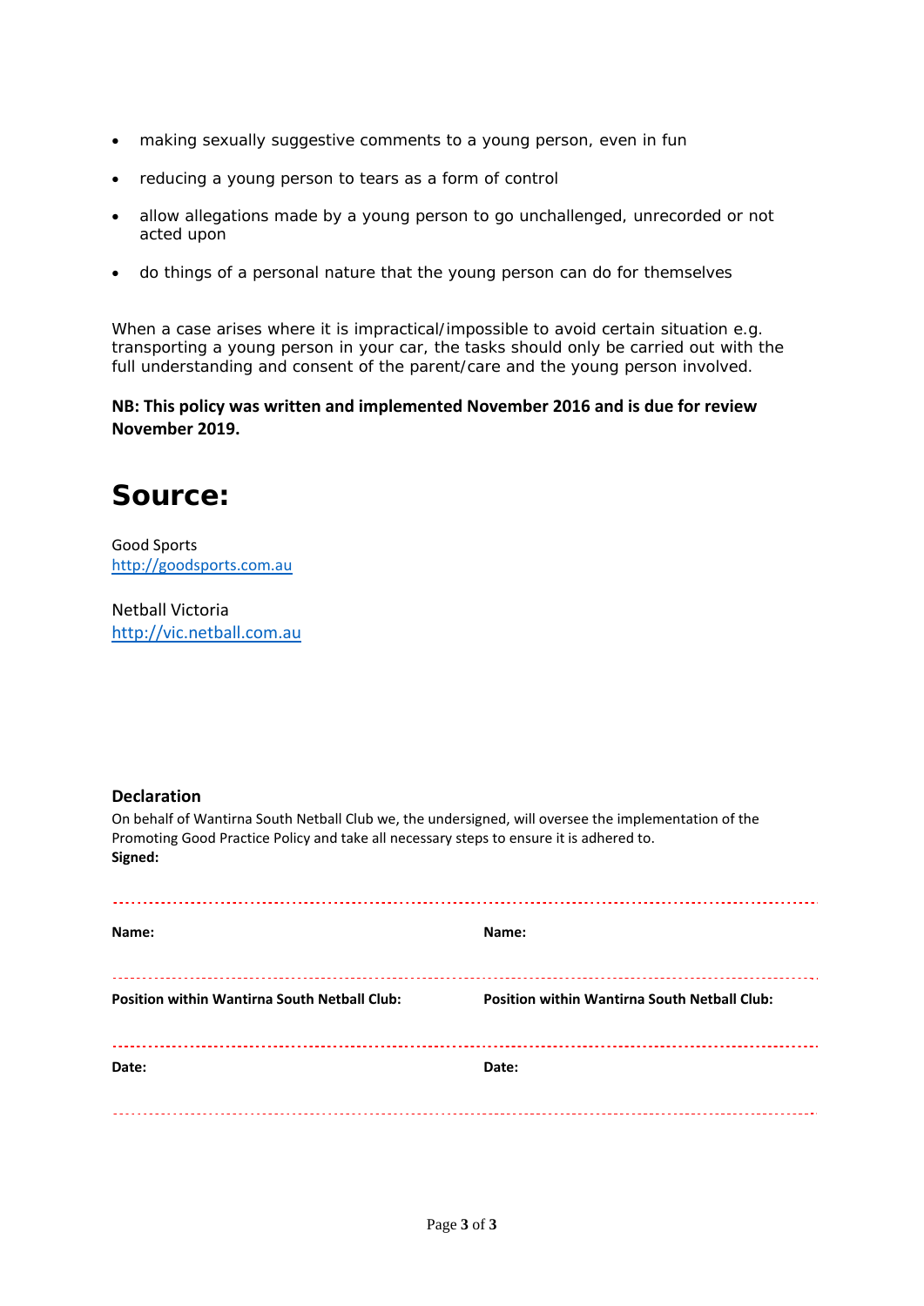- making sexually suggestive comments to a young person, even in fun
- reducing a young person to tears as a form of control
- allow allegations made by a young person to go unchallenged, unrecorded or not acted upon
- do things of a personal nature that the young person can do for themselves

When a case arises where it is impractical/impossible to avoid certain situation e.g. transporting a young person in your car, the tasks should only be carried out with the full understanding and consent of the parent/care and the young person involved.

**NB: This policy was written and implemented November 2016 and is due for review November 2019.**

# Source:

Good Sports
http://goodsports.com.au

Netball Victoria
http://vic.netball.com.au

### Declaration

On behalf of Wantirna South Netball Club we, the undersigned, will oversee the implementation of the Promoting Good Practice Policy and take all necessary steps to ensure it is adhered to.
**Signed:**

| | |
|---|---|
| **Name:** | **Name:** |
| **Position within Wantirna South Netball Club:** | **Position within Wantirna South Netball Club:** |
| **Date:** | **Date:** |